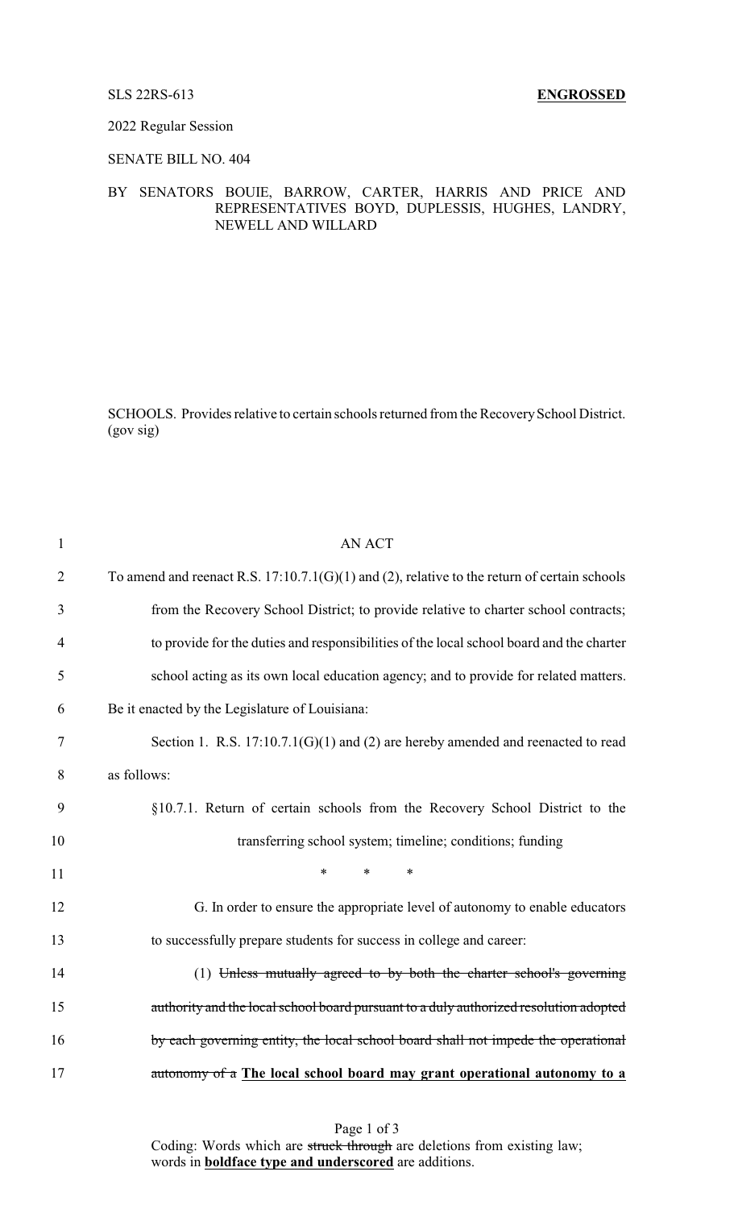SLS 22RS-613 **ENGROSSED**

2022 Regular Session

SENATE BILL NO. 404

BY SENATORS BOUIE, BARROW, CARTER, HARRIS AND PRICE AND REPRESENTATIVES BOYD, DUPLESSIS, HUGHES, LANDRY, NEWELL AND WILLARD

SCHOOLS. Provides relative to certain schools returned from the Recovery School District. (gov sig)

1 AN ACT

2 To amend and reenact R.S. 17:10.7.1(G)(1) and (2), relative to the return of certain schools

3 from the Recovery School District; to provide relative to charter school contracts;

4 to provide for the duties and responsibilities of the local school board and the charter

5 school acting as its own local education agency; and to provide for related matters.

6 Be it enacted by the Legislature of Louisiana:

7 Section 1. R.S. 17:10.7.1(G)(1) and (2) are hereby amended and reenacted to read

8 as follows:

9 §10.7.1. Return of certain schools from the Recovery School District to the

10 transferring school system; timeline; conditions; funding

11 * * *

12 G. In order to ensure the appropriate level of autonomy to enable educators

13 to successfully prepare students for success in college and career:

14 (1) ~~Unless mutually agreed to by both the charter school's governing~~

15 ~~authority and the local school board pursuant to a duly authorized resolution adopted~~

16 ~~by each governing entity, the local school board shall not impede the operational~~

17 ~~autonomy of a~~ **The local school board may grant operational autonomy to a**

Coding: Words which are ~~struck through~~ are deletions from existing law; words in **boldface type and underscored** are additions.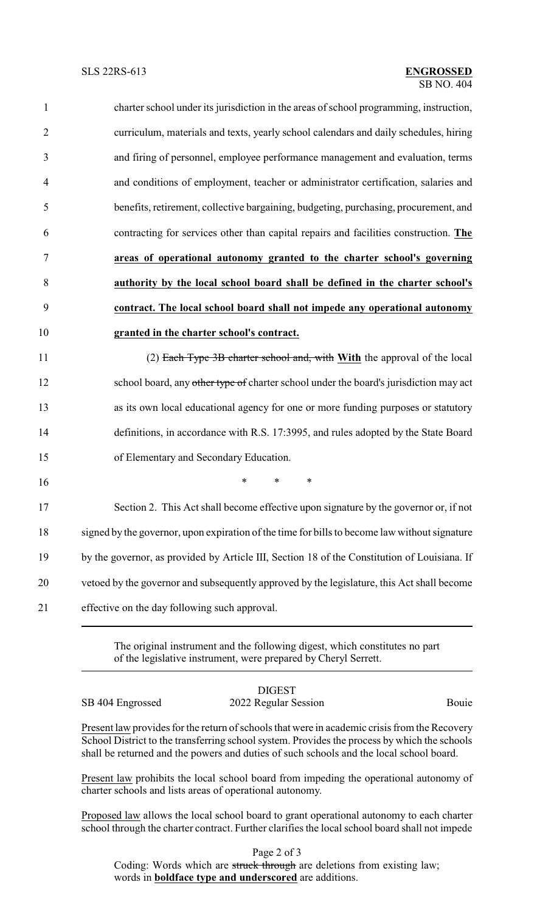charter school under its jurisdiction in the areas of school programming, instruction, curriculum, materials and texts, yearly school calendars and daily schedules, hiring and firing of personnel, employee performance management and evaluation, terms and conditions of employment, teacher or administrator certification, salaries and benefits, retirement, collective bargaining, budgeting, purchasing, procurement, and contracting for services other than capital repairs and facilities construction. **The areas of operational autonomy granted to the charter school's governing authority by the local school board shall be defined in the charter school's contract. The local school board shall not impede any operational autonomy granted in the charter school's contract.**

(2) ~~Each Type 3B charter school and, with~~ **With** the approval of the local school board, any ~~other type of~~ charter school under the board's jurisdiction may act as its own local educational agency for one or more funding purposes or statutory definitions, in accordance with R.S. 17:3995, and rules adopted by the State Board of Elementary and Secondary Education.

\* \* \*

Section 2. This Act shall become effective upon signature by the governor or, if not signed by the governor, upon expiration of the time for bills to become law without signature by the governor, as provided by Article III, Section 18 of the Constitution of Louisiana. If vetoed by the governor and subsequently approved by the legislature, this Act shall become effective on the day following such approval.

---

The original instrument and the following digest, which constitutes no part of the legislative instrument, were prepared by Cheryl Serrett.

---

DIGEST

SB 404 Engrossed 2022 Regular Session Bouie

Present law provides for the return of schools that were in academic crisis from the Recovery School District to the transferring school system. Provides the process by which the schools shall be returned and the powers and duties of such schools and the local school board.

Present law prohibits the local school board from impeding the operational autonomy of charter schools and lists areas of operational autonomy.

Proposed law allows the local school board to grant operational autonomy to each charter school through the charter contract. Further clarifies the local school board shall not impede

Coding: Words which are ~~struck through~~ are deletions from existing law; words in **boldface type and underscored** are additions.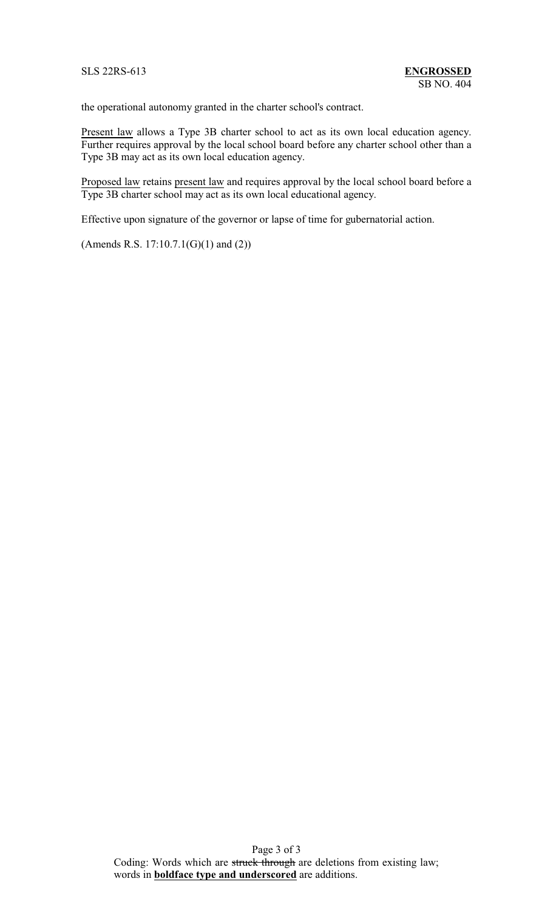the operational autonomy granted in the charter school's contract.

Present law allows a Type 3B charter school to act as its own local education agency. Further requires approval by the local school board before any charter school other than a Type 3B may act as its own local education agency.

Proposed law retains present law and requires approval by the local school board before a Type 3B charter school may act as its own local educational agency.

Effective upon signature of the governor or lapse of time for gubernatorial action.

(Amends R.S. 17:10.7.1(G)(1) and (2))

Coding: Words which are ~~struck through~~ are deletions from existing law; words in **boldface type and underscored** are additions.